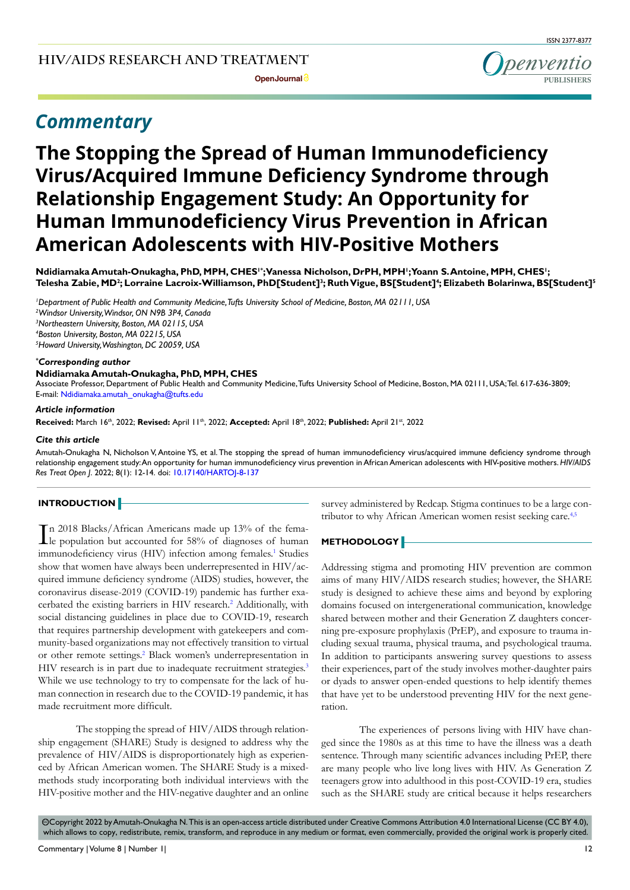## Commentary

# The Stopping the Spread of Human Immunodeficiency Virus/Acquired Immune Deficiency Syndrome through Relationship Engagement Study: An Opportunity for Human Immunodeficiency Virus Prevention in African American Adolescents with HIV-Positive Mothers

**Ndidiamaka Amutah-Onukagha, PhD, MPH, CHES[1*]; Vanessa Nicholson, DrPH, MPH[1]; Yoann S. Antoine, MPH, CHES[1]; Telesha Zabie, MD[2]; Lorraine Lacroix-Williamson, PhD[Student][3]; Ruth Vigue, BS[Student][4]; Elizabeth Bolarinwa, BS[Student][5]**

*[1]Department of Public Health and Community Medicine, Tufts University School of Medicine, Boston, MA 02111, USA*
*[2]Windsor University, Windsor, ON N9B 3P4, Canada*
*[3]Northeastern University, Boston, MA 02115, USA*
*[4]Boston University, Boston, MA 02215, USA*
*[5]Howard University, Washington, DC 20059, USA*

***Corresponding author**
**Ndidiamaka Amutah-Onukagha, PhD, MPH, CHES**
Associate Professor, Department of Public Health and Community Medicine, Tufts University School of Medicine, Boston, MA 02111, USA; Tel. 617-636-3809; E-mail: Ndidiamaka.amutah_onukagha@tufts.edu

***Article information***
**Received:** March 16th, 2022; **Revised:** April 11th, 2022; **Accepted:** April 18th, 2022; **Published:** April 21st, 2022

***Cite this article***
Amutah-Onukagha N, Nicholson V, Antoine YS, et al. The stopping the spread of human immunodeficiency virus/acquired immune deficiency syndrome through relationship engagement study: An opportunity for human immunodeficiency virus prevention in African American adolescents with HIV-positive mothers. *HIV/AIDS Res Treat Open J*. 2022; 8(1): 12-14. doi: 10.17140/HARTOJ-8-137

## INTRODUCTION

In 2018 Blacks/African Americans made up 13% of the female population but accounted for 58% of diagnoses of human immunodeficiency virus (HIV) infection among females.[1] Studies show that women have always been underrepresented in HIV/acquired immune deficiency syndrome (AIDS) studies, however, the coronavirus disease-2019 (COVID-19) pandemic has further exacerbated the existing barriers in HIV research.[2] Additionally, with social distancing guidelines in place due to COVID-19, research that requires partnership development with gatekeepers and community-based organizations may not effectively transition to virtual or other remote settings.[2] Black women's underrepresentation in HIV research is in part due to inadequate recruitment strategies.[3] While we use technology to try to compensate for the lack of human connection in research due to the COVID-19 pandemic, it has made recruitment more difficult.

The stopping the spread of HIV/AIDS through relationship engagement (SHARE) Study is designed to address why the prevalence of HIV/AIDS is disproportionately high as experienced by African American women. The SHARE Study is a mixed-methods study incorporating both individual interviews with the HIV-positive mother and the HIV-negative daughter and an online survey administered by Redcap. Stigma continues to be a large contributor to why African American women resist seeking care.[4,5]

## METHODOLOGY

Addressing stigma and promoting HIV prevention are common aims of many HIV/AIDS research studies; however, the SHARE study is designed to achieve these aims and beyond by exploring domains focused on intergenerational communication, knowledge shared between mother and their Generation Z daughters concerning pre-exposure prophylaxis (PrEP), and exposure to trauma including sexual trauma, physical trauma, and psychological trauma. In addition to participants answering survey questions to assess their experiences, part of the study involves mother-daughter pairs or dyads to answer open-ended questions to help identify themes that have yet to be understood preventing HIV for the next generation.

The experiences of persons living with HIV have changed since the 1980s as at this time to have the illness was a death sentence. Through many scientific advances including PrEP, there are many people who live long lives with HIV. As Generation Z teenagers grow into adulthood in this post-COVID-19 era, studies such as the SHARE study are critical because it helps researchers

©Copyright 2022 by Amutah-Onukagha N. This is an open-access article distributed under Creative Commons Attribution 4.0 International License (CC BY 4.0), which allows to copy, redistribute, remix, transform, and reproduce in any medium or format, even commercially, provided the original work is properly cited.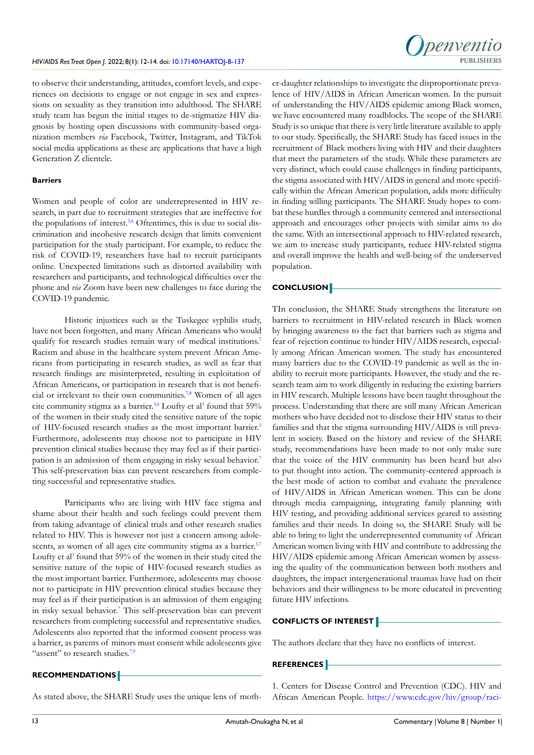to observe their understanding, attitudes, comfort levels, and experiences on decisions to engage or not engage in sex and expressions on sexuality as they transition into adulthood. The SHARE study team has begun the initial stages to de-stigmatize HIV diagnosis by hosting open discussions with community-based organization members *via* Facebook, Twitter, Instagram, and TikTok social media applications as these are applications that have a high Generation Z clientele.

**Barriers**

Women and people of color are underrepresented in HIV research, in part due to recruitment strategies that are ineffective for the populations of interest.[3,6] Oftentimes, this is due to social discrimination and incohesive research design that limits convenient participation for the study participant. For example, to reduce the risk of COVID-19, researchers have had to recruit participants online. Unexpected limitations such as distorted availability with researchers and participants, and technological difficulties over the phone and *via* Zoom have been new challenges to face during the COVID-19 pandemic.

Historic injustices such as the Tuskegee syphilis study, have not been forgotten, and many African Americans who would qualify for research studies remain wary of medical institutions.[7] Racism and abuse in the healthcare system prevent African Americans from participating in research studies, as well as fear that research findings are misinterpreted, resulting in exploitation of African Americans, or participation in research that is not beneficial or irrelevant to their own communities.[7,8] Women of all ages cite community stigma as a barrier.[3,6] Loufty et al[3] found that 59% of the women in their study cited the sensitive nature of the topic of HIV-focused research studies as the most important barrier.[3] Furthermore, adolescents may choose not to participate in HIV prevention clinical studies because they may feel as if their participation is an admission of them engaging in risky sexual behavior.[7] This self-preservation bias can prevent researchers from completing successful and representative studies.

Participants who are living with HIV face stigma and shame about their health and such feelings could prevent them from taking advantage of clinical trials and other research studies related to HIV. This is however not just a concern among adolescents, as women of all ages cite community stigma as a barrier.[3,7] Loufty et al[3] found that 59% of the women in their study cited the sensitive nature of the topic of HIV-focused research studies as the most important barrier. Furthermore, adolescents may choose not to participate in HIV prevention clinical studies because they may feel as if their participation is an admission of them engaging in risky sexual behavior.[7] This self-preservation bias can prevent researchers from completing successful and representative studies. Adolescents also reported that the informed consent process was a barrier, as parents of minors must consent while adolescents give "assent" to research studies.[7,9]

## RECOMMENDATIONS

As stated above, the SHARE Study uses the unique lens of mother-daughter relationships to investigate the disproportionate prevalence of HIV/AIDS in African American women. In the pursuit of understanding the HIV/AIDS epidemic among Black women, we have encountered many roadblocks. The scope of the SHARE Study is so unique that there is very little literature available to apply to our study. Specifically, the SHARE Study has faced issues in the recruitment of Black mothers living with HIV and their daughters that meet the parameters of the study. While these parameters are very distinct, which could cause challenges in finding participants, the stigma associated with HIV/AIDS in general and more specifically within the African American population, adds more difficulty in finding willing participants. The SHARE Study hopes to combat these hurdles through a community centered and intersectional approach and encourages other projects with similar aims to do the same. With an intersectional approach to HIV-related research, we aim to increase study participants, reduce HIV-related stigma and overall improve the health and well-being of the underserved population.

## CONCLUSION

TIn conclusion, the SHARE Study strengthens the literature on barriers to recruitment in HIV-related research in Black women by bringing awareness to the fact that barriers such as stigma and fear of rejection continue to hinder HIV/AIDS research, especially among African American women. The study has encountered many barriers due to the COVID-19 pandemic as well as the inability to recruit more participants. However, the study and the research team aim to work diligently in reducing the existing barriers in HIV research. Multiple lessons have been taught throughout the process. Understanding that there are still many African American mothers who have decided not to disclose their HIV status to their families and that the stigma surrounding HIV/AIDS is still prevalent in society. Based on the history and review of the SHARE study, recommendations have been made to not only make sure that the voice of the HIV community has been heard but also to put thought into action. The community-centered approach is the best mode of action to combat and evaluate the prevalence of HIV/AIDS in African American women. This can be done through media campaigning, integrating family planning with HIV testing, and providing additional services geared to assisting families and their needs. In doing so, the SHARE Study will be able to bring to light the underrepresented community of African American women living with HIV and contribute to addressing the HIV/AIDS epidemic among African American women by assessing the quality of the communication between both mothers and daughters, the impact intergenerational traumas have had on their behaviors and their willingness to be more educated in preventing future HIV infections.

## CONFLICTS OF INTEREST

The authors declare that they have no conflicts of interest.

## REFERENCES

1. Centers for Disease Control and Prevention (CDC). HIV and African American People. https://www.cdc.gov/hiv/group/raci-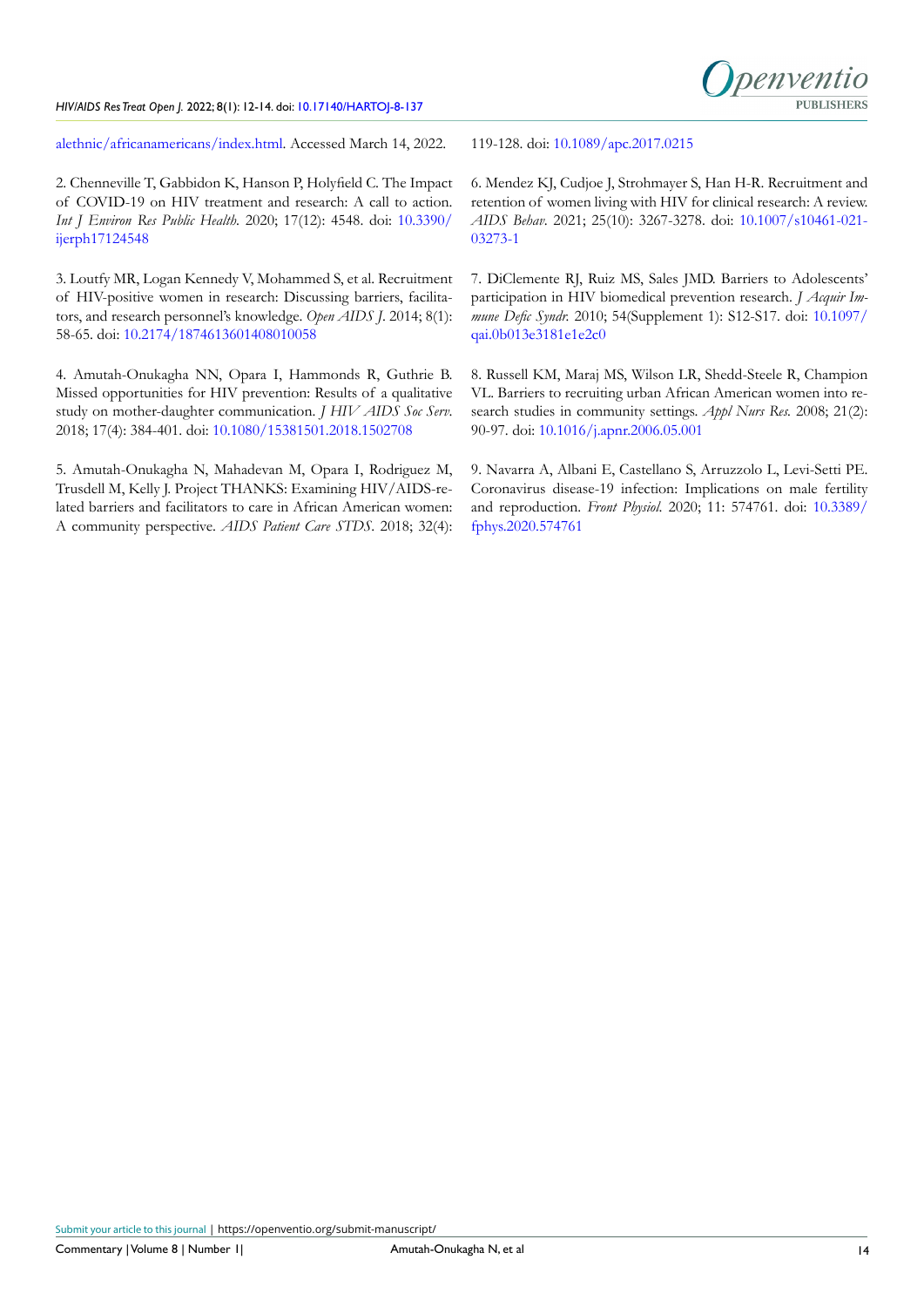alethnic/africanamericans/index.html. Accessed March 14, 2022.

2. Chenneville T, Gabbidon K, Hanson P, Holyfield C. The Impact of COVID-19 on HIV treatment and research: A call to action. *Int J Environ Res Public Health*. 2020; 17(12): 4548. doi: 10.3390/ijerph17124548

3. Loutfy MR, Logan Kennedy V, Mohammed S, et al. Recruitment of HIV-positive women in research: Discussing barriers, facilitators, and research personnel's knowledge. *Open AIDS J*. 2014; 8(1): 58-65. doi: 10.2174/1874613601408010058

4. Amutah-Onukagha NN, Opara I, Hammonds R, Guthrie B. Missed opportunities for HIV prevention: Results of a qualitative study on mother-daughter communication. *J HIV AIDS Soc Serv*. 2018; 17(4): 384-401. doi: 10.1080/15381501.2018.1502708

5. Amutah-Onukagha N, Mahadevan M, Opara I, Rodriguez M, Trusdell M, Kelly J. Project THANKS: Examining HIV/AIDS-related barriers and facilitators to care in African American women: A community perspective. *AIDS Patient Care STDS*. 2018; 32(4): 119-128. doi: 10.1089/apc.2017.0215

6. Mendez KJ, Cudjoe J, Strohmayer S, Han H-R. Recruitment and retention of women living with HIV for clinical research: A review. *AIDS Behav*. 2021; 25(10): 3267-3278. doi: 10.1007/s10461-021-03273-1

7. DiClemente RJ, Ruiz MS, Sales JMD. Barriers to Adolescents' participation in HIV biomedical prevention research. *J Acquir Immune Defic Syndr*. 2010; 54(Supplement 1): S12-S17. doi: 10.1097/qai.0b013e3181e1e2c0

8. Russell KM, Maraj MS, Wilson LR, Shedd-Steele R, Champion VL. Barriers to recruiting urban African American women into research studies in community settings. *Appl Nurs Res*. 2008; 21(2): 90-97. doi: 10.1016/j.apnr.2006.05.001

9. Navarra A, Albani E, Castellano S, Arruzzolo L, Levi-Setti PE. Coronavirus disease-19 infection: Implications on male fertility and reproduction. *Front Physiol*. 2020; 11: 574761. doi: 10.3389/fphys.2020.574761